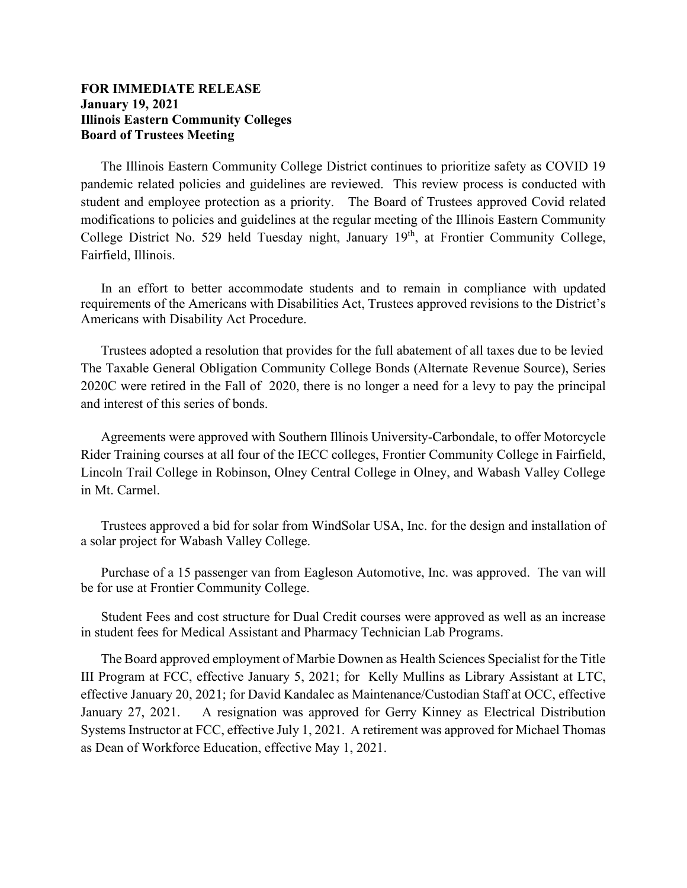**FOR IMMEDIATE RELEASE**
**January 19, 2021**
**Illinois Eastern Community Colleges**
**Board of Trustees Meeting**

The Illinois Eastern Community College District continues to prioritize safety as COVID 19 pandemic related policies and guidelines are reviewed. This review process is conducted with student and employee protection as a priority. The Board of Trustees approved Covid related modifications to policies and guidelines at the regular meeting of the Illinois Eastern Community College District No. 529 held Tuesday night, January 19th, at Frontier Community College, Fairfield, Illinois.

In an effort to better accommodate students and to remain in compliance with updated requirements of the Americans with Disabilities Act, Trustees approved revisions to the District's Americans with Disability Act Procedure.

Trustees adopted a resolution that provides for the full abatement of all taxes due to be levied The Taxable General Obligation Community College Bonds (Alternate Revenue Source), Series 2020C were retired in the Fall of 2020, there is no longer a need for a levy to pay the principal and interest of this series of bonds.

Agreements were approved with Southern Illinois University-Carbondale, to offer Motorcycle Rider Training courses at all four of the IECC colleges, Frontier Community College in Fairfield, Lincoln Trail College in Robinson, Olney Central College in Olney, and Wabash Valley College in Mt. Carmel.

Trustees approved a bid for solar from WindSolar USA, Inc. for the design and installation of a solar project for Wabash Valley College.

Purchase of a 15 passenger van from Eagleson Automotive, Inc. was approved. The van will be for use at Frontier Community College.

Student Fees and cost structure for Dual Credit courses were approved as well as an increase in student fees for Medical Assistant and Pharmacy Technician Lab Programs.

The Board approved employment of Marbie Downen as Health Sciences Specialist for the Title III Program at FCC, effective January 5, 2021; for Kelly Mullins as Library Assistant at LTC, effective January 20, 2021; for David Kandalec as Maintenance/Custodian Staff at OCC, effective January 27, 2021. A resignation was approved for Gerry Kinney as Electrical Distribution Systems Instructor at FCC, effective July 1, 2021. A retirement was approved for Michael Thomas as Dean of Workforce Education, effective May 1, 2021.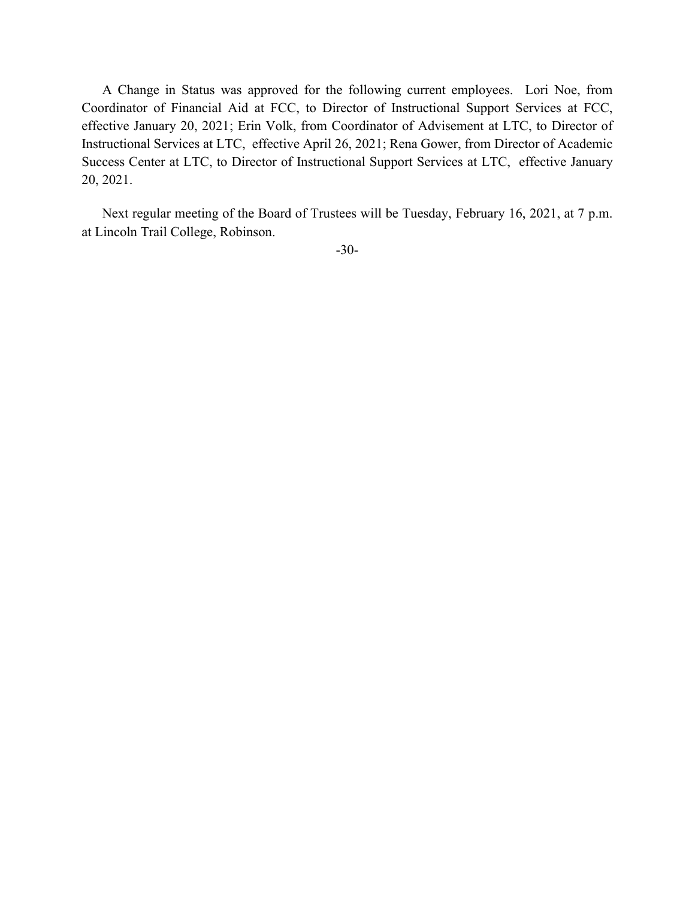A Change in Status was approved for the following current employees. Lori Noe, from Coordinator of Financial Aid at FCC, to Director of Instructional Support Services at FCC, effective January 20, 2021; Erin Volk, from Coordinator of Advisement at LTC, to Director of Instructional Services at LTC, effective April 26, 2021; Rena Gower, from Director of Academic Success Center at LTC, to Director of Instructional Support Services at LTC, effective January 20, 2021.

Next regular meeting of the Board of Trustees will be Tuesday, February 16, 2021, at 7 p.m. at Lincoln Trail College, Robinson.

-30-